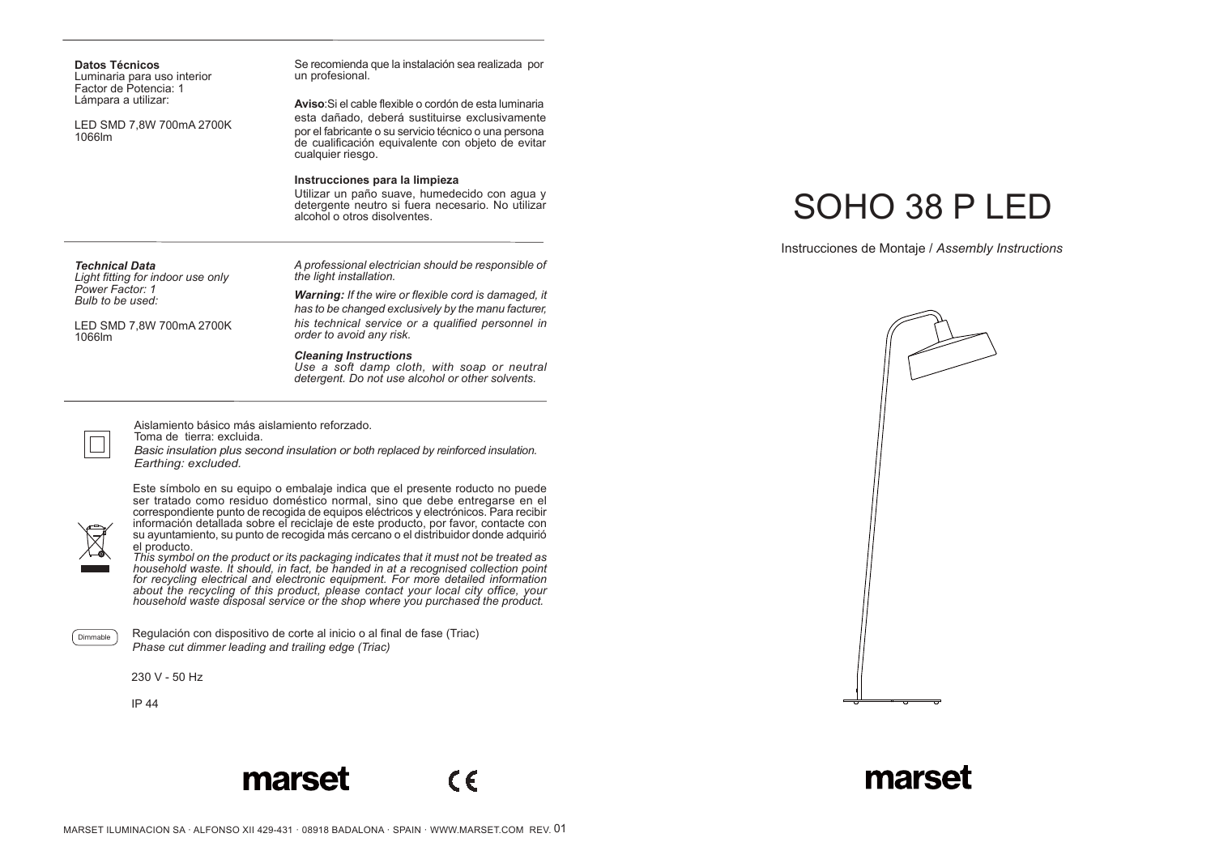# SOHO 38 P LED

Instrucciones de Montaje / *Assembly Instructions*

**Datos Técnicos**
Luminaria para uso interior
Factor de Potencia: 1
Lámpara a utilizar:

LED SMD 7,8W 700mA 2700K
1066lm

Se recomienda que la instalación sea realizada por un profesional.

**Aviso**:Si el cable flexible o cordón de esta luminaria esta dañado, deberá sustituirse exclusivamente por el fabricante o su servicio técnico o una persona de cualificación equivalente con objeto de evitar cualquier riesgo.

**Instrucciones para la limpieza**
Utilizar un paño suave, humedecido con agua y detergente neutro si fuera necesario. No utilizar alcohol o otros disolventes.

***Technical Data***
*Light fitting for indoor use only*
*Power Factor: 1*
*Bulb to be used:*

LED SMD 7,8W 700mA 2700K
1066lm

*A professional electrician should be responsible of the light installation.*

***Warning:*** *If the wire or flexible cord is damaged, it has to be changed exclusively by the manu facturer, his technical service or a qualified personnel in order to avoid any risk.*

***Cleaning Instructions***
*Use a soft damp cloth, with soap or neutral detergent. Do not use alcohol or other solvents.*

Aislamiento básico más aislamiento reforzado.
Toma de tierra: excluida.
*Basic insulation plus second insulation or both replaced by reinforced insulation.*
*Earthing: excluded.*

Este símbolo en su equipo o embalaje indica que el presente roducto no puede ser tratado como residuo doméstico normal, sino que debe entregarse en el correspondiente punto de recogida de equipos eléctricos y electrónicos. Para recibir información detallada sobre el reciclaje de este producto, por favor, contacte con su ayuntamiento, su punto de recogida más cercano o el distribuidor donde adquirió el producto.
*This symbol on the product or its packaging indicates that it must not be treated as household waste. It should, in fact, be handed in at a recognised collection point for recycling electrical and electronic equipment. For more detailed information about the recycling of this product, please contact your local city office, your household waste disposal service or the shop where you purchased the product.*

Dimmable

Regulación con dispositivo de corte al inicio o al final de fase (Triac)
*Phase cut dimmer leading and trailing edge (Triac)*

230 V - 50 Hz

IP 44

marset

CE

marset

MARSET ILUMINACION SA · ALFONSO XII 429-431 · 08918 BADALONA · SPAIN · WWW.MARSET.COM REV. 01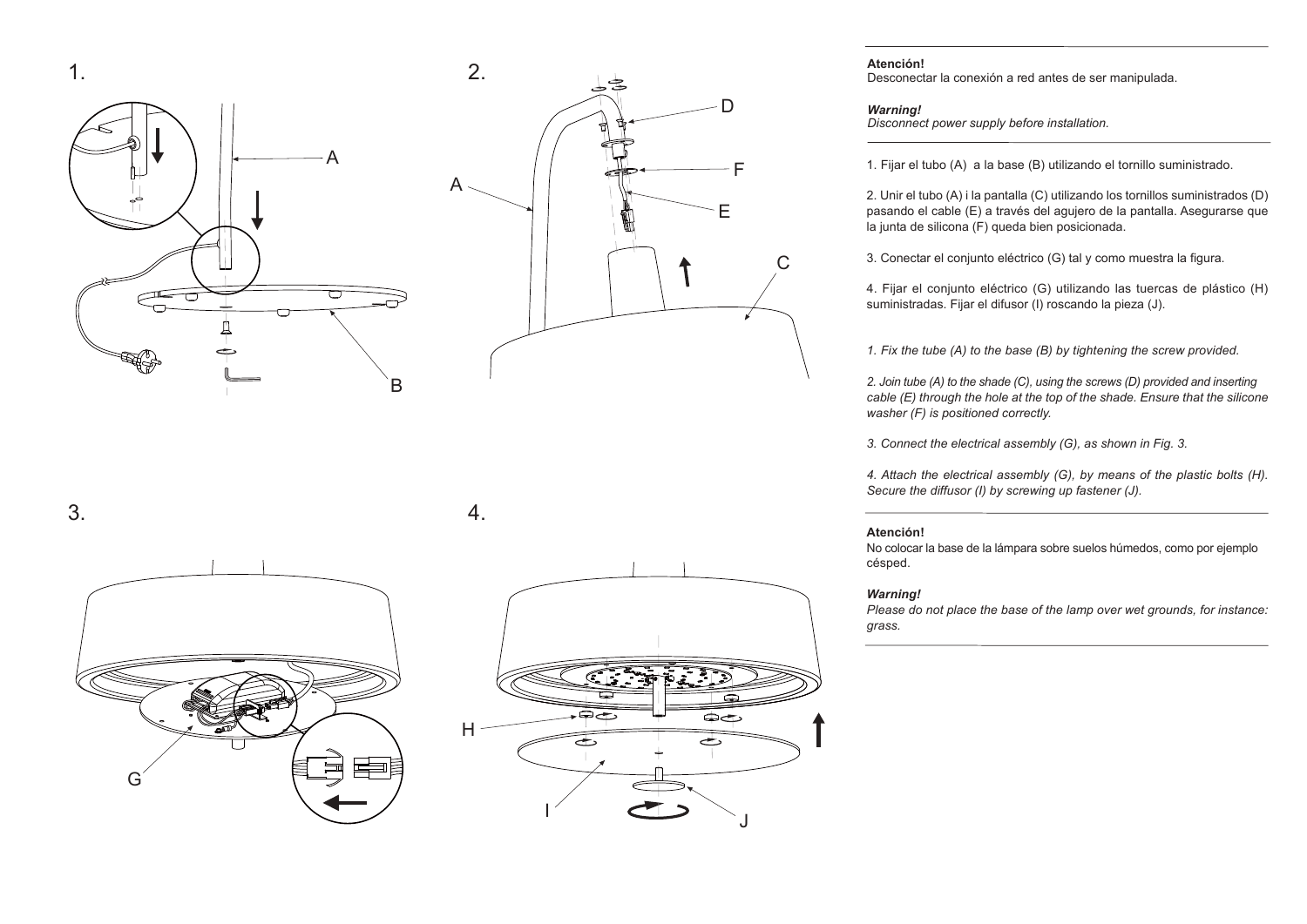1.

2.

3.

4.

**Atención!**
Desconectar la conexión a red antes de ser manipulada.

***Warning!***
*Disconnect power supply before installation.*

1. Fijar el tubo (A) a la base (B) utilizando el tornillo suministrado.

2. Unir el tubo (A) i la pantalla (C) utilizando los tornillos suministrados (D) pasando el cable (E) a través del agujero de la pantalla. Asegurarse que la junta de silicona (F) queda bien posicionada.

3. Conectar el conjunto eléctrico (G) tal y como muestra la figura.

4. Fijar el conjunto eléctrico (G) utilizando las tuercas de plástico (H) suministradas. Fijar el difusor (I) roscando la pieza (J).

*1. Fix the tube (A) to the base (B) by tightening the screw provided.*

*2. Join tube (A) to the shade (C), using the screws (D) provided and inserting cable (E) through the hole at the top of the shade. Ensure that the silicone washer (F) is positioned correctly.*

*3. Connect the electrical assembly (G), as shown in Fig. 3.*

*4. Attach the electrical assembly (G), by means of the plastic bolts (H). Secure the diffusor (I) by screwing up fastener (J).*

**Atención!**
No colocar la base de la lámpara sobre suelos húmedos, como por ejemplo césped.

***Warning!***
*Please do not place the base of the lamp over wet grounds, for instance: grass.*